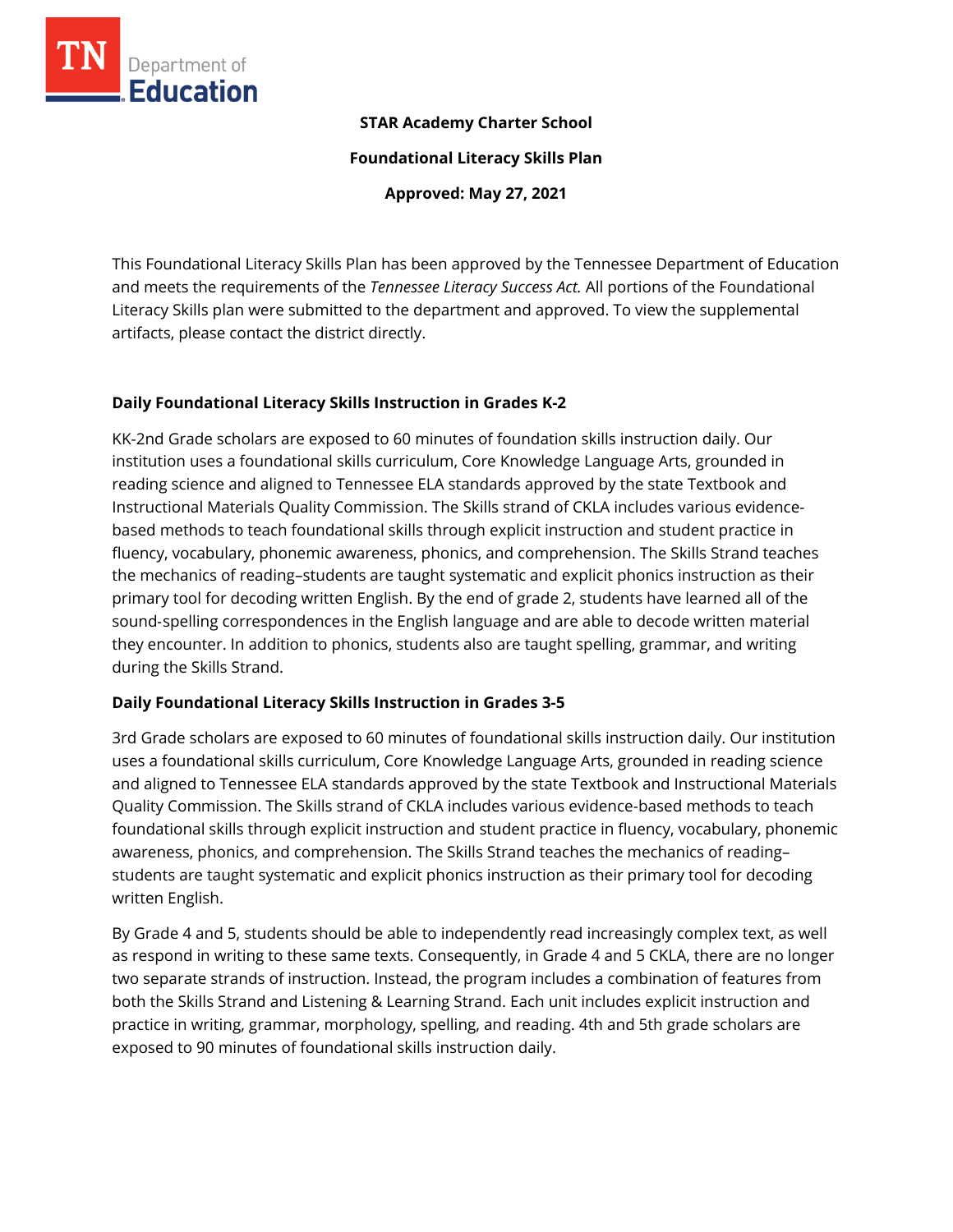**STAR Academy Charter School**

**Foundational Literacy Skills Plan**

**Approved: May 27, 2021**

This Foundational Literacy Skills Plan has been approved by the Tennessee Department of Education and meets the requirements of the *Tennessee Literacy Success Act.* All portions of the Foundational Literacy Skills plan were submitted to the department and approved. To view the supplemental artifacts, please contact the district directly.

## Daily Foundational Literacy Skills Instruction in Grades K-2

KK-2nd Grade scholars are exposed to 60 minutes of foundation skills instruction daily. Our institution uses a foundational skills curriculum, Core Knowledge Language Arts, grounded in reading science and aligned to Tennessee ELA standards approved by the state Textbook and Instructional Materials Quality Commission. The Skills strand of CKLA includes various evidence-based methods to teach foundational skills through explicit instruction and student practice in fluency, vocabulary, phonemic awareness, phonics, and comprehension. The Skills Strand teaches the mechanics of reading–students are taught systematic and explicit phonics instruction as their primary tool for decoding written English. By the end of grade 2, students have learned all of the sound-spelling correspondences in the English language and are able to decode written material they encounter. In addition to phonics, students also are taught spelling, grammar, and writing during the Skills Strand.

## Daily Foundational Literacy Skills Instruction in Grades 3-5

3rd Grade scholars are exposed to 60 minutes of foundational skills instruction daily. Our institution uses a foundational skills curriculum, Core Knowledge Language Arts, grounded in reading science and aligned to Tennessee ELA standards approved by the state Textbook and Instructional Materials Quality Commission. The Skills strand of CKLA includes various evidence-based methods to teach foundational skills through explicit instruction and student practice in fluency, vocabulary, phonemic awareness, phonics, and comprehension. The Skills Strand teaches the mechanics of reading–students are taught systematic and explicit phonics instruction as their primary tool for decoding written English.

By Grade 4 and 5, students should be able to independently read increasingly complex text, as well as respond in writing to these same texts. Consequently, in Grade 4 and 5 CKLA, there are no longer two separate strands of instruction. Instead, the program includes a combination of features from both the Skills Strand and Listening & Learning Strand. Each unit includes explicit instruction and practice in writing, grammar, morphology, spelling, and reading. 4th and 5th grade scholars are exposed to 90 minutes of foundational skills instruction daily.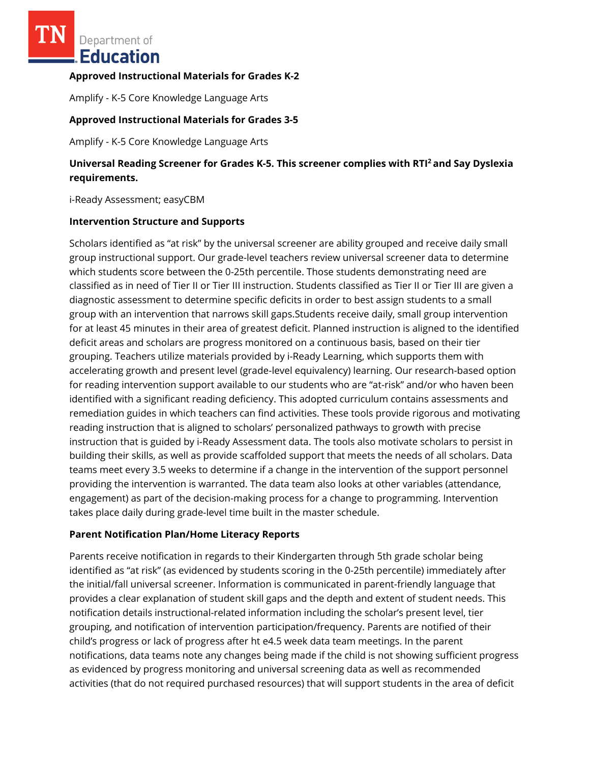**Approved Instructional Materials for Grades K-2**

Amplify - K-5 Core Knowledge Language Arts

**Approved Instructional Materials for Grades 3-5**

Amplify - K-5 Core Knowledge Language Arts

**Universal Reading Screener for Grades K-5. This screener complies with RTI$^2$ and Say Dyslexia requirements.**

i-Ready Assessment; easyCBM

**Intervention Structure and Supports**

Scholars identified as "at risk" by the universal screener are ability grouped and receive daily small group instructional support. Our grade-level teachers review universal screener data to determine which students score between the 0-25th percentile. Those students demonstrating need are classified as in need of Tier II or Tier III instruction. Students classified as Tier II or Tier III are given a diagnostic assessment to determine specific deficits in order to best assign students to a small group with an intervention that narrows skill gaps.Students receive daily, small group intervention for at least 45 minutes in their area of greatest deficit. Planned instruction is aligned to the identified deficit areas and scholars are progress monitored on a continuous basis, based on their tier grouping. Teachers utilize materials provided by i-Ready Learning, which supports them with accelerating growth and present level (grade-level equivalency) learning. Our research-based option for reading intervention support available to our students who are "at-risk" and/or who haven been identified with a significant reading deficiency. This adopted curriculum contains assessments and remediation guides in which teachers can find activities. These tools provide rigorous and motivating reading instruction that is aligned to scholars' personalized pathways to growth with precise instruction that is guided by i-Ready Assessment data. The tools also motivate scholars to persist in building their skills, as well as provide scaffolded support that meets the needs of all scholars. Data teams meet every 3.5 weeks to determine if a change in the intervention of the support personnel providing the intervention is warranted. The data team also looks at other variables (attendance, engagement) as part of the decision-making process for a change to programming. Intervention takes place daily during grade-level time built in the master schedule.

**Parent Notification Plan/Home Literacy Reports**

Parents receive notification in regards to their Kindergarten through 5th grade scholar being identified as "at risk" (as evidenced by students scoring in the 0-25th percentile) immediately after the initial/fall universal screener. Information is communicated in parent-friendly language that provides a clear explanation of student skill gaps and the depth and extent of student needs. This notification details instructional-related information including the scholar's present level, tier grouping, and notification of intervention participation/frequency. Parents are notified of their child's progress or lack of progress after ht e4.5 week data team meetings. In the parent notifications, data teams note any changes being made if the child is not showing sufficient progress as evidenced by progress monitoring and universal screening data as well as recommended activities (that do not required purchased resources) that will support students in the area of deficit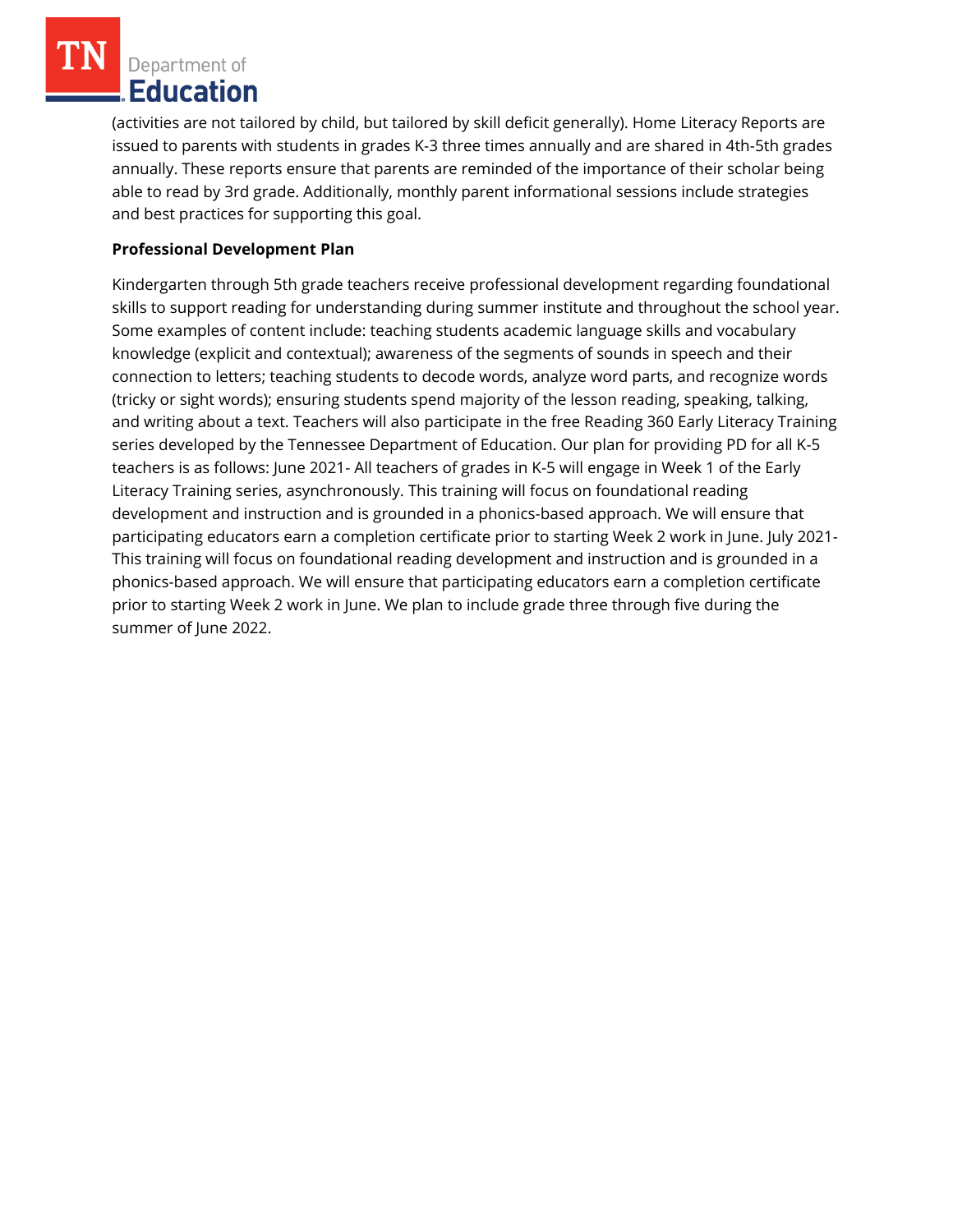(activities are not tailored by child, but tailored by skill deficit generally). Home Literacy Reports are issued to parents with students in grades K-3 three times annually and are shared in 4th-5th grades annually. These reports ensure that parents are reminded of the importance of their scholar being able to read by 3rd grade. Additionally, monthly parent informational sessions include strategies and best practices for supporting this goal.

**Professional Development Plan**

Kindergarten through 5th grade teachers receive professional development regarding foundational skills to support reading for understanding during summer institute and throughout the school year. Some examples of content include: teaching students academic language skills and vocabulary knowledge (explicit and contextual); awareness of the segments of sounds in speech and their connection to letters; teaching students to decode words, analyze word parts, and recognize words (tricky or sight words); ensuring students spend majority of the lesson reading, speaking, talking, and writing about a text. Teachers will also participate in the free Reading 360 Early Literacy Training series developed by the Tennessee Department of Education. Our plan for providing PD for all K-5 teachers is as follows: June 2021- All teachers of grades in K-5 will engage in Week 1 of the Early Literacy Training series, asynchronously. This training will focus on foundational reading development and instruction and is grounded in a phonics-based approach. We will ensure that participating educators earn a completion certificate prior to starting Week 2 work in June. July 2021- This training will focus on foundational reading development and instruction and is grounded in a phonics-based approach. We will ensure that participating educators earn a completion certificate prior to starting Week 2 work in June. We plan to include grade three through five during the summer of June 2022.